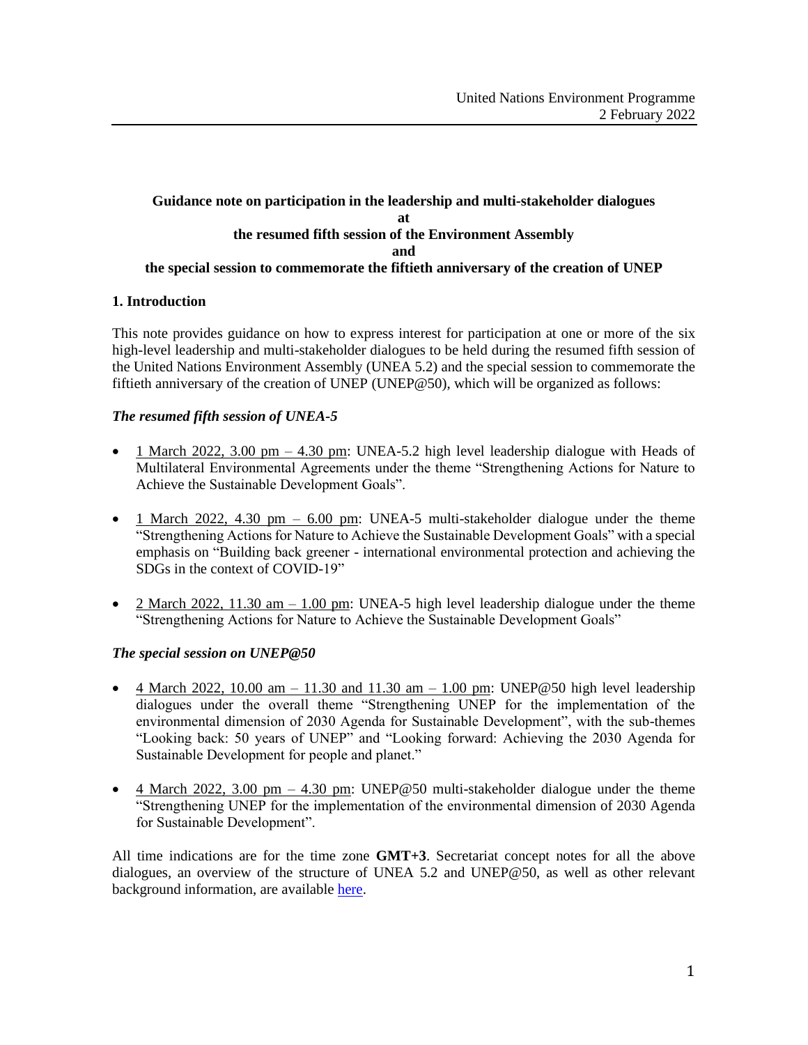United Nations Environment Programme
2 February 2022

**Guidance note on participation in the leadership and multi-stakeholder dialogues**
**at**
**the resumed fifth session of the Environment Assembly**
**and**
**the special session to commemorate the fiftieth anniversary of the creation of UNEP**

## 1. Introduction

This note provides guidance on how to express interest for participation at one or more of the six high-level leadership and multi-stakeholder dialogues to be held during the resumed fifth session of the United Nations Environment Assembly (UNEA 5.2) and the special session to commemorate the fiftieth anniversary of the creation of UNEP (UNEP@50), which will be organized as follows:

### *The resumed fifth session of UNEA-5*

- 1 March 2022, 3.00 pm – 4.30 pm: UNEA-5.2 high level leadership dialogue with Heads of Multilateral Environmental Agreements under the theme "Strengthening Actions for Nature to Achieve the Sustainable Development Goals".
- 1 March 2022, 4.30 pm – 6.00 pm: UNEA-5 multi-stakeholder dialogue under the theme "Strengthening Actions for Nature to Achieve the Sustainable Development Goals" with a special emphasis on "Building back greener - international environmental protection and achieving the SDGs in the context of COVID-19"
- 2 March 2022, 11.30 am – 1.00 pm: UNEA-5 high level leadership dialogue under the theme "Strengthening Actions for Nature to Achieve the Sustainable Development Goals"

### *The special session on UNEP@50*

- 4 March 2022, 10.00 am – 11.30 and 11.30 am – 1.00 pm: UNEP@50 high level leadership dialogues under the overall theme "Strengthening UNEP for the implementation of the environmental dimension of 2030 Agenda for Sustainable Development", with the sub-themes "Looking back: 50 years of UNEP" and "Looking forward: Achieving the 2030 Agenda for Sustainable Development for people and planet."
- 4 March 2022, 3.00 pm – 4.30 pm: UNEP@50 multi-stakeholder dialogue under the theme "Strengthening UNEP for the implementation of the environmental dimension of 2030 Agenda for Sustainable Development".

All time indications are for the time zone **GMT+3**. Secretariat concept notes for all the above dialogues, an overview of the structure of UNEA 5.2 and UNEP@50, as well as other relevant background information, are available here.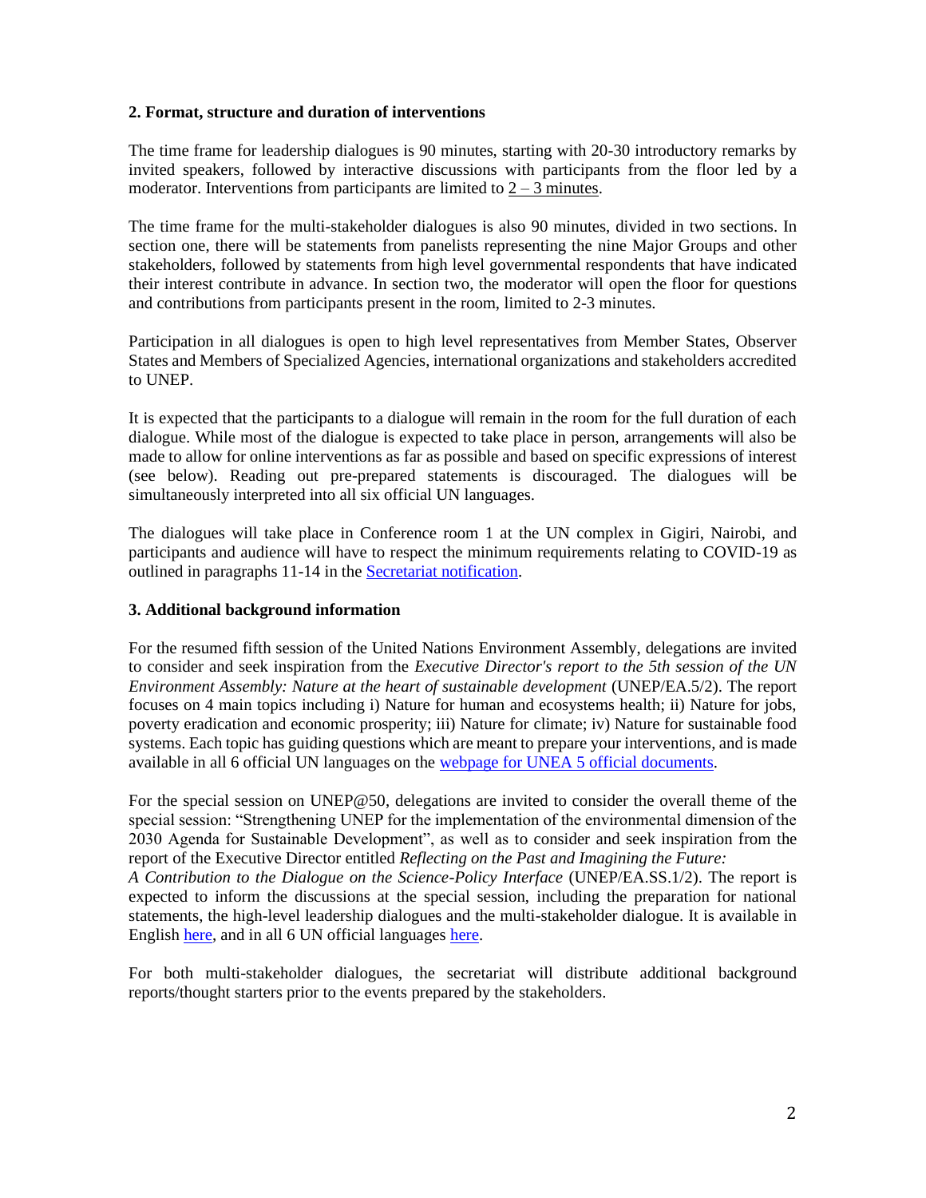### 2. Format, structure and duration of interventions

The time frame for leadership dialogues is 90 minutes, starting with 20-30 introductory remarks by invited speakers, followed by interactive discussions with participants from the floor led by a moderator. Interventions from participants are limited to 2 – 3 minutes.

The time frame for the multi-stakeholder dialogues is also 90 minutes, divided in two sections. In section one, there will be statements from panelists representing the nine Major Groups and other stakeholders, followed by statements from high level governmental respondents that have indicated their interest contribute in advance. In section two, the moderator will open the floor for questions and contributions from participants present in the room, limited to 2-3 minutes.

Participation in all dialogues is open to high level representatives from Member States, Observer States and Members of Specialized Agencies, international organizations and stakeholders accredited to UNEP.

It is expected that the participants to a dialogue will remain in the room for the full duration of each dialogue. While most of the dialogue is expected to take place in person, arrangements will also be made to allow for online interventions as far as possible and based on specific expressions of interest (see below). Reading out pre-prepared statements is discouraged. The dialogues will be simultaneously interpreted into all six official UN languages.

The dialogues will take place in Conference room 1 at the UN complex in Gigiri, Nairobi, and participants and audience will have to respect the minimum requirements relating to COVID-19 as outlined in paragraphs 11-14 in the Secretariat notification.

### 3. Additional background information

For the resumed fifth session of the United Nations Environment Assembly, delegations are invited to consider and seek inspiration from the *Executive Director's report to the 5th session of the UN Environment Assembly: Nature at the heart of sustainable development* (UNEP/EA.5/2). The report focuses on 4 main topics including i) Nature for human and ecosystems health; ii) Nature for jobs, poverty eradication and economic prosperity; iii) Nature for climate; iv) Nature for sustainable food systems. Each topic has guiding questions which are meant to prepare your interventions, and is made available in all 6 official UN languages on the webpage for UNEA 5 official documents.

For the special session on UNEP@50, delegations are invited to consider the overall theme of the special session: "Strengthening UNEP for the implementation of the environmental dimension of the 2030 Agenda for Sustainable Development", as well as to consider and seek inspiration from the report of the Executive Director entitled *Reflecting on the Past and Imagining the Future: A Contribution to the Dialogue on the Science-Policy Interface* (UNEP/EA.SS.1/2). The report is expected to inform the discussions at the special session, including the preparation for national statements, the high-level leadership dialogues and the multi-stakeholder dialogue. It is available in English here, and in all 6 UN official languages here.

For both multi-stakeholder dialogues, the secretariat will distribute additional background reports/thought starters prior to the events prepared by the stakeholders.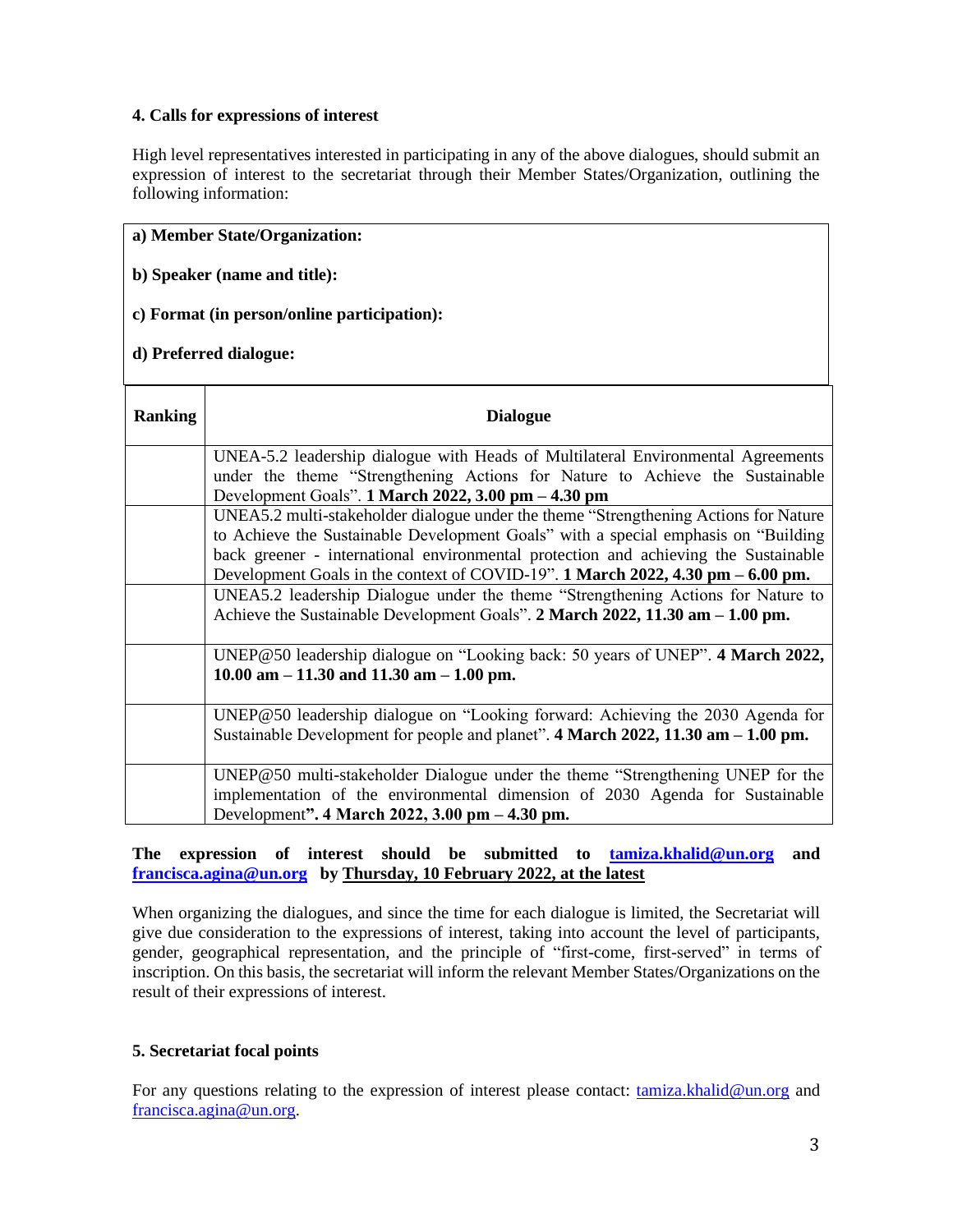#### 4. Calls for expressions of interest

High level representatives interested in participating in any of the above dialogues, should submit an expression of interest to the secretariat through their Member States/Organization, outlining the following information:

**a) Member State/Organization:**

**b) Speaker (name and title):**

**c) Format (in person/online participation):**

**d) Preferred dialogue:**

| Ranking | Dialogue |
|---|---|
| | UNEA-5.2 leadership dialogue with Heads of Multilateral Environmental Agreements under the theme "Strengthening Actions for Nature to Achieve the Sustainable Development Goals". **1 March 2022, 3.00 pm – 4.30 pm** |
| | UNEA5.2 multi-stakeholder dialogue under the theme "Strengthening Actions for Nature to Achieve the Sustainable Development Goals" with a special emphasis on "Building back greener - international environmental protection and achieving the Sustainable Development Goals in the context of COVID-19". **1 March 2022, 4.30 pm – 6.00 pm.** |
| | UNEA5.2 leadership Dialogue under the theme "Strengthening Actions for Nature to Achieve the Sustainable Development Goals". **2 March 2022, 11.30 am – 1.00 pm.** |
| | UNEP@50 leadership dialogue on "Looking back: 50 years of UNEP". **4 March 2022, 10.00 am – 11.30 and 11.30 am – 1.00 pm.** |
| | UNEP@50 leadership dialogue on "Looking forward: Achieving the 2030 Agenda for Sustainable Development for people and planet". **4 March 2022, 11.30 am – 1.00 pm.** |
| | UNEP@50 multi-stakeholder Dialogue under the theme "Strengthening UNEP for the implementation of the environmental dimension of 2030 Agenda for Sustainable Development**". 4 March 2022, 3.00 pm – 4.30 pm.** |

**The expression of interest should be submitted to tamiza.khalid@un.org and francisca.agina@un.org by Thursday, 10 February 2022, at the latest**

When organizing the dialogues, and since the time for each dialogue is limited, the Secretariat will give due consideration to the expressions of interest, taking into account the level of participants, gender, geographical representation, and the principle of "first-come, first-served" in terms of inscription. On this basis, the secretariat will inform the relevant Member States/Organizations on the result of their expressions of interest.

#### 5. Secretariat focal points

For any questions relating to the expression of interest please contact: tamiza.khalid@un.org and francisca.agina@un.org.